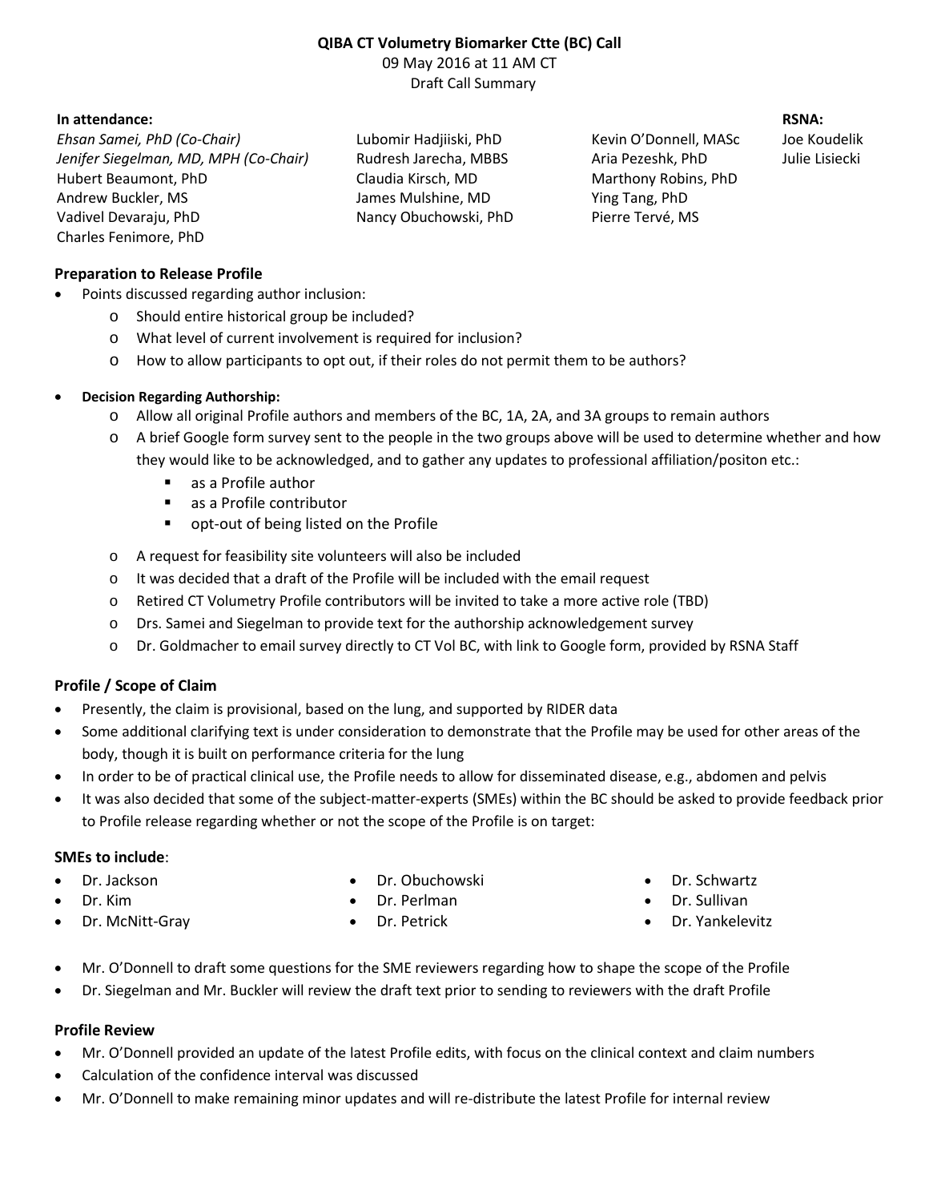**QIBA CT Volumetry Biomarker Ctte (BC) Call**

09 May 2016 at 11 AM CT

Draft Call Summary

**In attendance:**

*Ehsan Samei, PhD (Co-Chair)*
*Jenifer Siegelman, MD, MPH (Co-Chair)*
Hubert Beaumont, PhD
Andrew Buckler, MS
Vadivel Devaraju, PhD
Charles Fenimore, PhD
Lubomir Hadjiiski, PhD
Rudresh Jarecha, MBBS
Claudia Kirsch, MD
James Mulshine, MD
Nancy Obuchowski, PhD
Kevin O'Donnell, MASc
Aria Pezeshk, PhD
Marthony Robins, PhD
Ying Tang, PhD
Pierre Tervé, MS

**RSNA:**
Joe Koudelik
Julie Lisiecki

## Preparation to Release Profile

- Points discussed regarding author inclusion:
  - Should entire historical group be included?
  - What level of current involvement is required for inclusion?
  - How to allow participants to opt out, if their roles do not permit them to be authors?

- **Decision Regarding Authorship:**
  - Allow all original Profile authors and members of the BC, 1A, 2A, and 3A groups to remain authors
  - A brief Google form survey sent to the people in the two groups above will be used to determine whether and how they would like to be acknowledged, and to gather any updates to professional affiliation/positon etc.:
    - as a Profile author
    - as a Profile contributor
    - opt-out of being listed on the Profile
  - A request for feasibility site volunteers will also be included
  - It was decided that a draft of the Profile will be included with the email request
  - Retired CT Volumetry Profile contributors will be invited to take a more active role (TBD)
  - Drs. Samei and Siegelman to provide text for the authorship acknowledgement survey
  - Dr. Goldmacher to email survey directly to CT Vol BC, with link to Google form, provided by RSNA Staff

## Profile / Scope of Claim

- Presently, the claim is provisional, based on the lung, and supported by RIDER data
- Some additional clarifying text is under consideration to demonstrate that the Profile may be used for other areas of the body, though it is built on performance criteria for the lung
- In order to be of practical clinical use, the Profile needs to allow for disseminated disease, e.g., abdomen and pelvis
- It was also decided that some of the subject-matter-experts (SMEs) within the BC should be asked to provide feedback prior to Profile release regarding whether or not the scope of the Profile is on target:

**SMEs to include**:

- Dr. Jackson
- Dr. Kim
- Dr. McNitt-Gray
- Dr. Obuchowski
- Dr. Perlman
- Dr. Petrick
- Dr. Schwartz
- Dr. Sullivan
- Dr. Yankelevitz

- Mr. O'Donnell to draft some questions for the SME reviewers regarding how to shape the scope of the Profile
- Dr. Siegelman and Mr. Buckler will review the draft text prior to sending to reviewers with the draft Profile

## Profile Review

- Mr. O'Donnell provided an update of the latest Profile edits, with focus on the clinical context and claim numbers
- Calculation of the confidence interval was discussed
- Mr. O'Donnell to make remaining minor updates and will re-distribute the latest Profile for internal review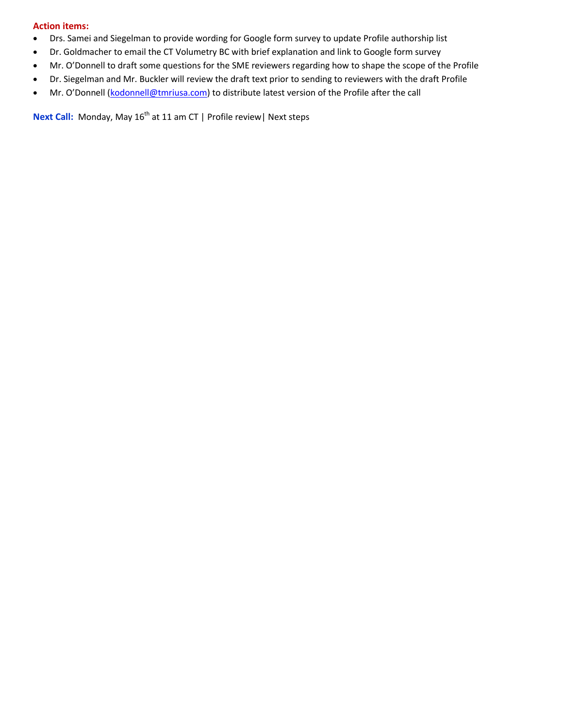**Action items:**

- Drs. Samei and Siegelman to provide wording for Google form survey to update Profile authorship list
- Dr. Goldmacher to email the CT Volumetry BC with brief explanation and link to Google form survey
- Mr. O'Donnell to draft some questions for the SME reviewers regarding how to shape the scope of the Profile
- Dr. Siegelman and Mr. Buckler will review the draft text prior to sending to reviewers with the draft Profile
- Mr. O'Donnell (kodonnell@tmriusa.com) to distribute latest version of the Profile after the call

**Next Call:** Monday, May 16th at 11 am CT | Profile review| Next steps